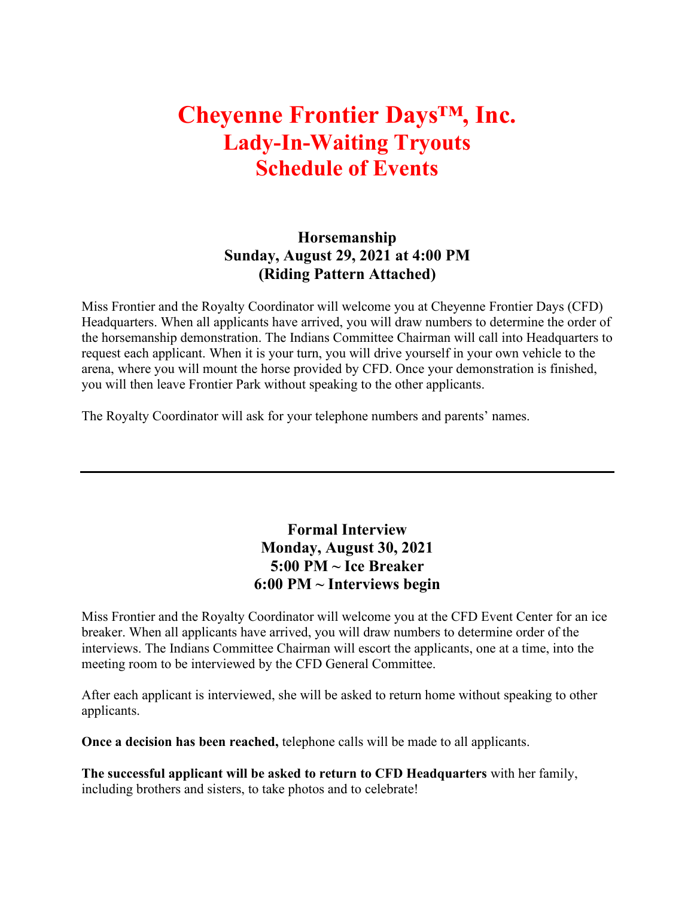# Cheyenne Frontier Days™, Inc.
# Lady-In-Waiting Tryouts
# Schedule of Events

### Horsemanship
### Sunday, August 29, 2021 at 4:00 PM
### (Riding Pattern Attached)

Miss Frontier and the Royalty Coordinator will welcome you at Cheyenne Frontier Days (CFD) Headquarters. When all applicants have arrived, you will draw numbers to determine the order of the horsemanship demonstration. The Indians Committee Chairman will call into Headquarters to request each applicant. When it is your turn, you will drive yourself in your own vehicle to the arena, where you will mount the horse provided by CFD. Once your demonstration is finished, you will then leave Frontier Park without speaking to the other applicants.

The Royalty Coordinator will ask for your telephone numbers and parents' names.

---

### Formal Interview
### Monday, August 30, 2021
### 5:00 PM ~ Ice Breaker
### 6:00 PM ~ Interviews begin

Miss Frontier and the Royalty Coordinator will welcome you at the CFD Event Center for an ice breaker. When all applicants have arrived, you will draw numbers to determine order of the interviews. The Indians Committee Chairman will escort the applicants, one at a time, into the meeting room to be interviewed by the CFD General Committee.

After each applicant is interviewed, she will be asked to return home without speaking to other applicants.

**Once a decision has been reached,** telephone calls will be made to all applicants.

**The successful applicant will be asked to return to CFD Headquarters** with her family, including brothers and sisters, to take photos and to celebrate!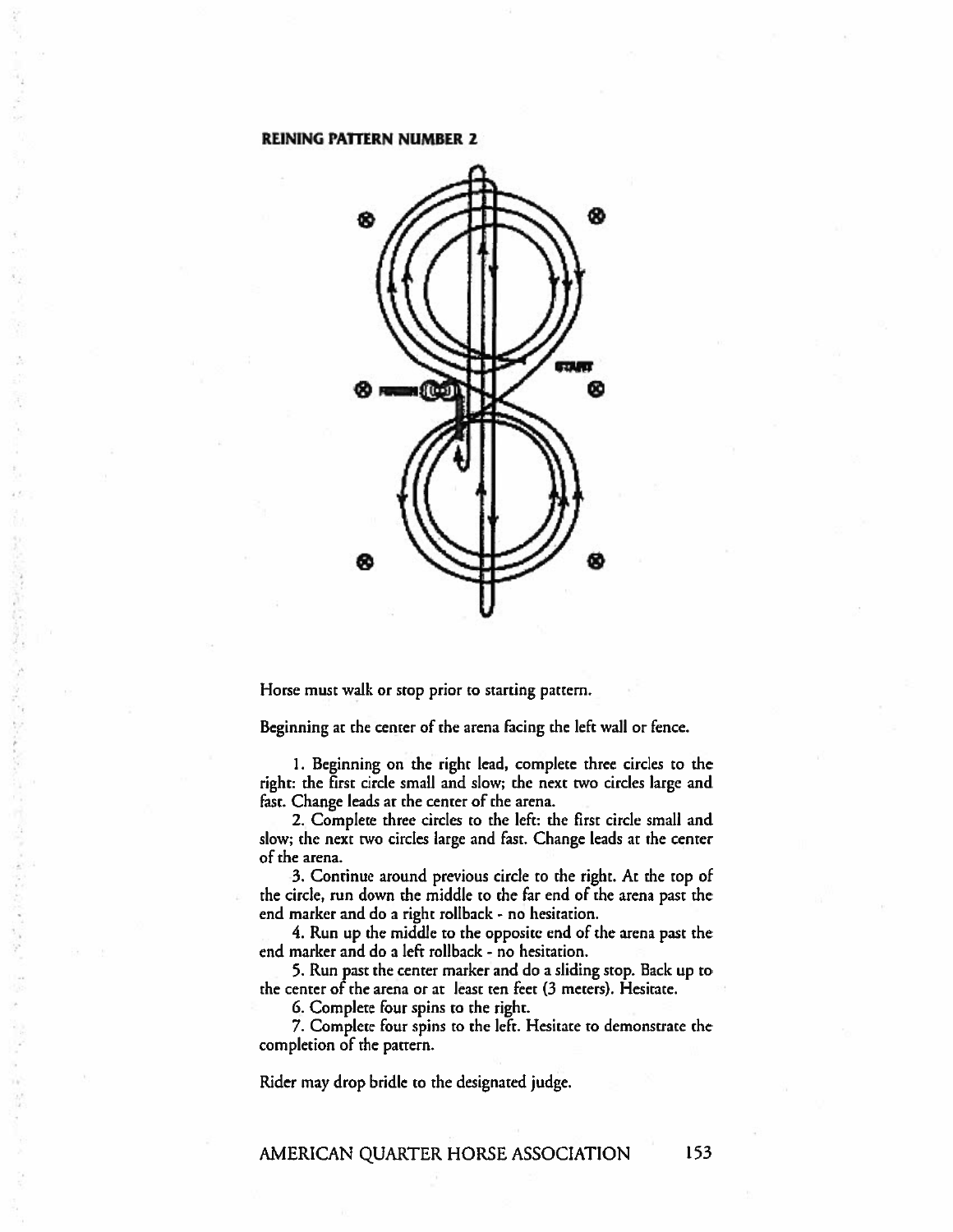## REINING PATTERN NUMBER 2

START

FINISH

Horse must walk or stop prior to starting pattern.

Beginning at the center of the arena facing the left wall or fence.

1. Beginning on the right lead, complete three circles to the right: the first circle small and slow; the next two circles large and fast. Change leads at the center of the arena.
2. Complete three circles to the left: the first circle small and slow; the next two circles large and fast. Change leads at the center of the arena.
3. Continue around previous circle to the right. At the top of the circle, run down the middle to the far end of the arena past the end marker and do a right rollback - no hesitation.
4. Run up the middle to the opposite end of the arena past the end marker and do a left rollback - no hesitation.
5. Run past the center marker and do a sliding stop. Back up to the center of the arena or at least ten feet (3 meters). Hesitate.
6. Complete four spins to the right.
7. Complete four spins to the left. Hesitate to demonstrate the completion of the pattern.

Rider may drop bridle to the designated judge.